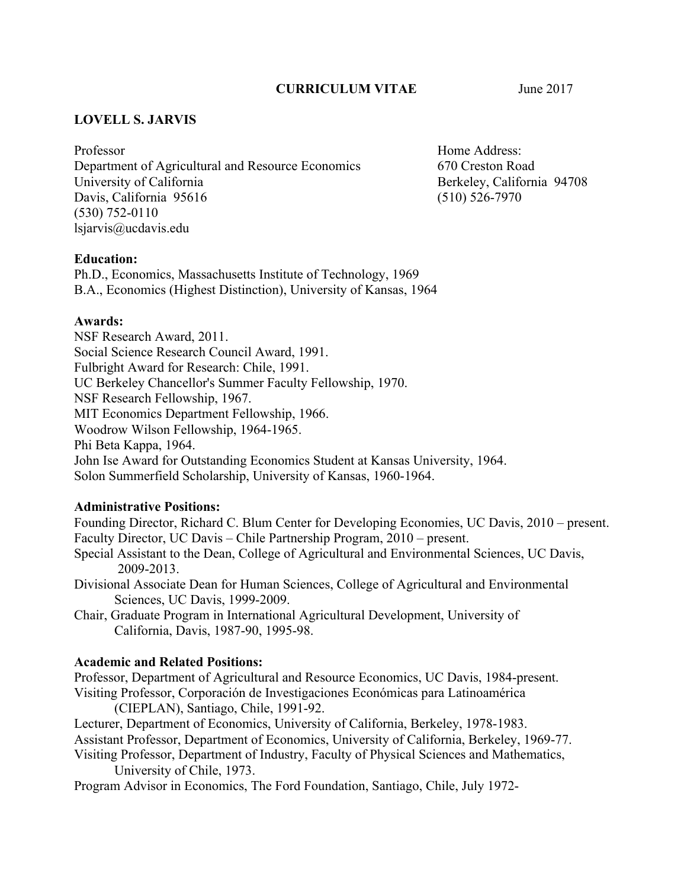**CURRICULUM VITAE** June 2017

**LOVELL S. JARVIS**

Professor
Department of Agricultural and Resource Economics
University of California
Davis, California 95616
(530) 752-0110
lsjarvis@ucdavis.edu

Home Address:
670 Creston Road
Berkeley, California 94708
(510) 526-7970

**Education:**

Ph.D., Economics, Massachusetts Institute of Technology, 1969
B.A., Economics (Highest Distinction), University of Kansas, 1964

**Awards:**

NSF Research Award, 2011.
Social Science Research Council Award, 1991.
Fulbright Award for Research: Chile, 1991.
UC Berkeley Chancellor's Summer Faculty Fellowship, 1970.
NSF Research Fellowship, 1967.
MIT Economics Department Fellowship, 1966.
Woodrow Wilson Fellowship, 1964-1965.
Phi Beta Kappa, 1964.
John Ise Award for Outstanding Economics Student at Kansas University, 1964.
Solon Summerfield Scholarship, University of Kansas, 1960-1964.

**Administrative Positions:**

Founding Director, Richard C. Blum Center for Developing Economies, UC Davis, 2010 – present.
Faculty Director, UC Davis – Chile Partnership Program, 2010 – present.
Special Assistant to the Dean, College of Agricultural and Environmental Sciences, UC Davis, 2009-2013.
Divisional Associate Dean for Human Sciences, College of Agricultural and Environmental Sciences, UC Davis, 1999-2009.
Chair, Graduate Program in International Agricultural Development, University of California, Davis, 1987-90, 1995-98.

**Academic and Related Positions:**

Professor, Department of Agricultural and Resource Economics, UC Davis, 1984-present.
Visiting Professor, Corporación de Investigaciones Económicas para Latinoamérica (CIEPLAN), Santiago, Chile, 1991-92.
Lecturer, Department of Economics, University of California, Berkeley, 1978-1983.
Assistant Professor, Department of Economics, University of California, Berkeley, 1969-77.
Visiting Professor, Department of Industry, Faculty of Physical Sciences and Mathematics, University of Chile, 1973.
Program Advisor in Economics, The Ford Foundation, Santiago, Chile, July 1972-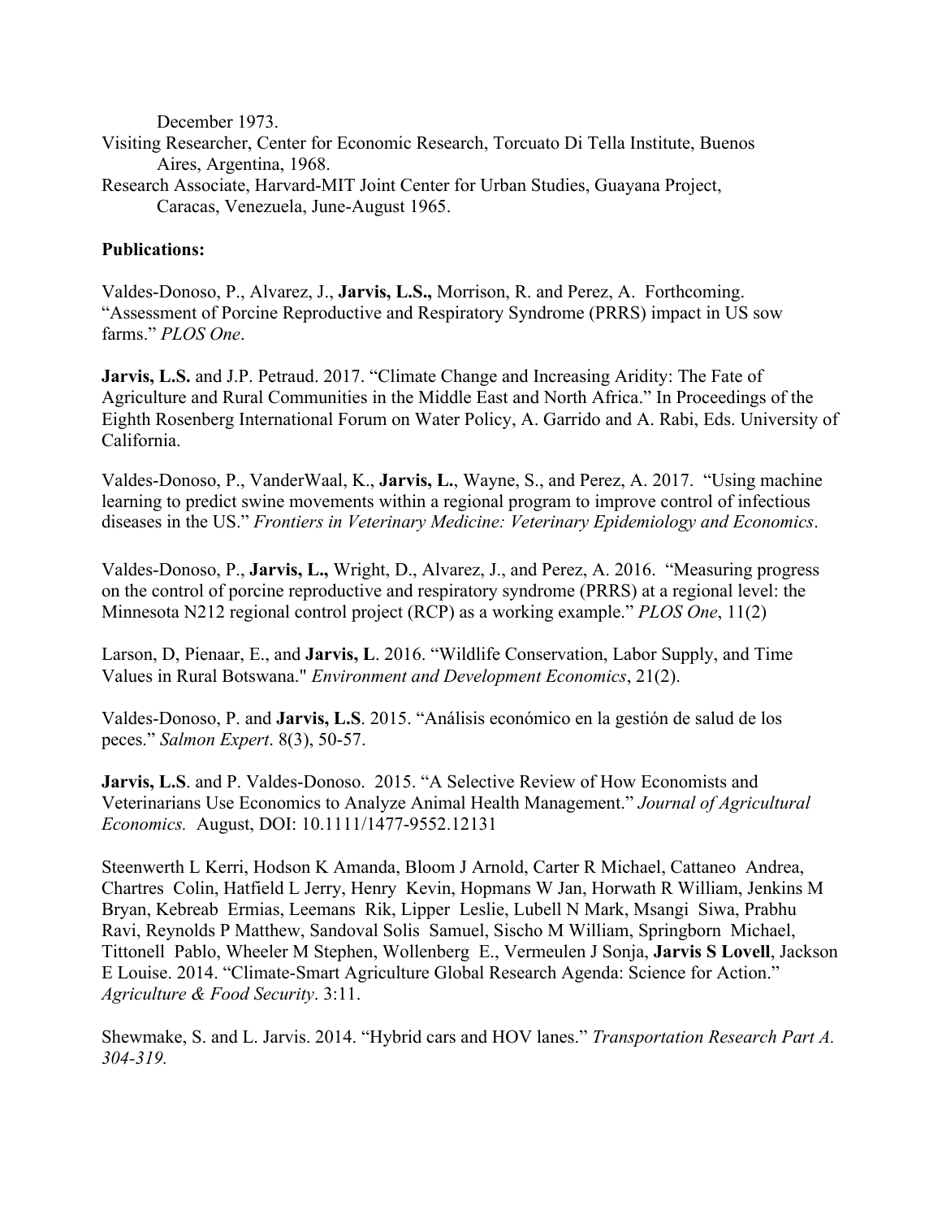December 1973.

Visiting Researcher, Center for Economic Research, Torcuato Di Tella Institute, Buenos Aires, Argentina, 1968.

Research Associate, Harvard-MIT Joint Center for Urban Studies, Guayana Project, Caracas, Venezuela, June-August 1965.

**Publications:**

Valdes-Donoso, P., Alvarez, J., **Jarvis, L.S.,** Morrison, R. and Perez, A. Forthcoming. "Assessment of Porcine Reproductive and Respiratory Syndrome (PRRS) impact in US sow farms." *PLOS One*.

**Jarvis, L.S.** and J.P. Petraud. 2017. "Climate Change and Increasing Aridity: The Fate of Agriculture and Rural Communities in the Middle East and North Africa." In Proceedings of the Eighth Rosenberg International Forum on Water Policy, A. Garrido and A. Rabi, Eds. University of California.

Valdes-Donoso, P., VanderWaal, K., **Jarvis, L.**, Wayne, S., and Perez, A. 2017. "Using machine learning to predict swine movements within a regional program to improve control of infectious diseases in the US." *Frontiers in Veterinary Medicine: Veterinary Epidemiology and Economics*.

Valdes-Donoso, P., **Jarvis, L.,** Wright, D., Alvarez, J., and Perez, A. 2016. "Measuring progress on the control of porcine reproductive and respiratory syndrome (PRRS) at a regional level: the Minnesota N212 regional control project (RCP) as a working example." *PLOS One*, 11(2)

Larson, D, Pienaar, E., and **Jarvis, L**. 2016. "Wildlife Conservation, Labor Supply, and Time Values in Rural Botswana." *Environment and Development Economics*, 21(2).

Valdes-Donoso, P. and **Jarvis, L.S**. 2015. "Análisis económico en la gestión de salud de los peces." *Salmon Expert*. 8(3), 50-57.

**Jarvis, L.S**. and P. Valdes-Donoso. 2015. "A Selective Review of How Economists and Veterinarians Use Economics to Analyze Animal Health Management." *Journal of Agricultural Economics.* August, DOI: 10.1111/1477-9552.12131

Steenwerth L Kerri, Hodson K Amanda, Bloom J Arnold, Carter R Michael, Cattaneo Andrea, Chartres Colin, Hatfield L Jerry, Henry Kevin, Hopmans W Jan, Horwath R William, Jenkins M Bryan, Kebreab Ermias, Leemans Rik, Lipper Leslie, Lubell N Mark, Msangi Siwa, Prabhu Ravi, Reynolds P Matthew, Sandoval Solis Samuel, Sischo M William, Springborn Michael, Tittonell Pablo, Wheeler M Stephen, Wollenberg E., Vermeulen J Sonja, **Jarvis S Lovell**, Jackson E Louise. 2014. "Climate-Smart Agriculture Global Research Agenda: Science for Action." *Agriculture & Food Security*. 3:11.

Shewmake, S. and L. Jarvis. 2014. "Hybrid cars and HOV lanes." *Transportation Research Part A. 304-319.*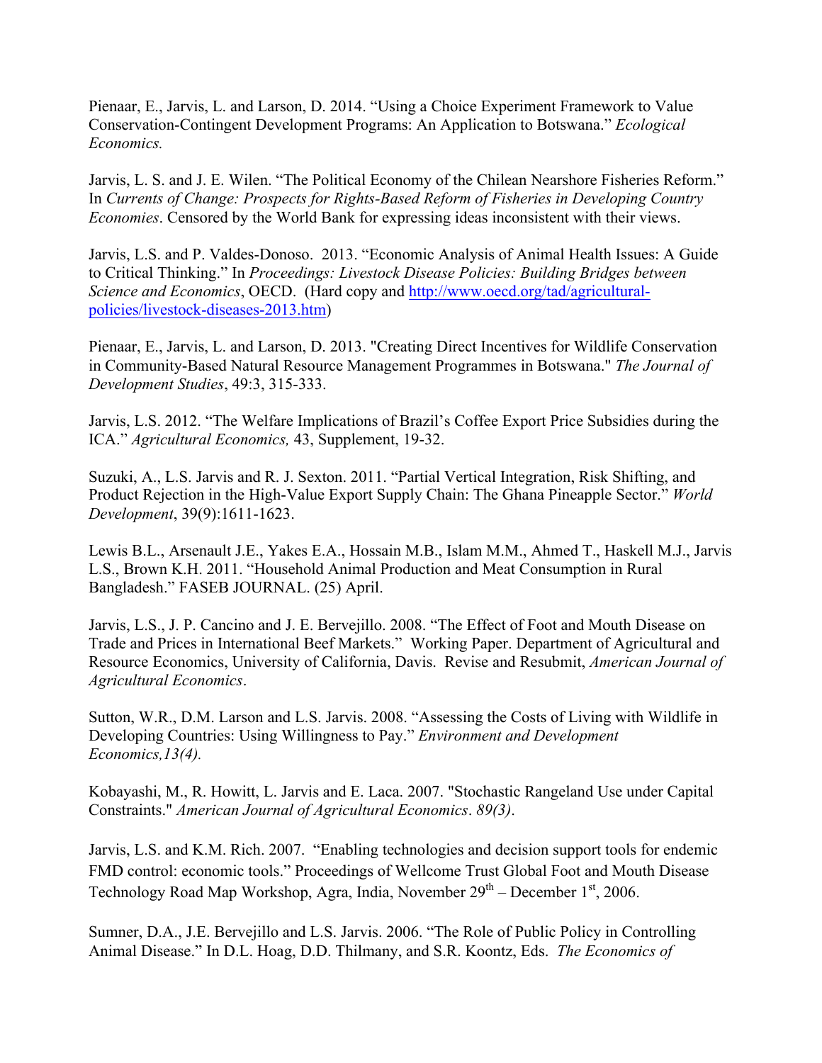Pienaar, E., Jarvis, L. and Larson, D. 2014. "Using a Choice Experiment Framework to Value Conservation-Contingent Development Programs: An Application to Botswana." *Ecological Economics.*

Jarvis, L. S. and J. E. Wilen. "The Political Economy of the Chilean Nearshore Fisheries Reform." In *Currents of Change: Prospects for Rights-Based Reform of Fisheries in Developing Country Economies*. Censored by the World Bank for expressing ideas inconsistent with their views.

Jarvis, L.S. and P. Valdes-Donoso. 2013. "Economic Analysis of Animal Health Issues: A Guide to Critical Thinking." In *Proceedings: Livestock Disease Policies: Building Bridges between Science and Economics*, OECD. (Hard copy and http://www.oecd.org/tad/agricultural-policies/livestock-diseases-2013.htm)

Pienaar, E., Jarvis, L. and Larson, D. 2013. "Creating Direct Incentives for Wildlife Conservation in Community-Based Natural Resource Management Programmes in Botswana." *The Journal of Development Studies*, 49:3, 315-333.

Jarvis, L.S. 2012. "The Welfare Implications of Brazil's Coffee Export Price Subsidies during the ICA." *Agricultural Economics,* 43, Supplement, 19-32.

Suzuki, A., L.S. Jarvis and R. J. Sexton. 2011. "Partial Vertical Integration, Risk Shifting, and Product Rejection in the High-Value Export Supply Chain: The Ghana Pineapple Sector." *World Development*, 39(9):1611-1623.

Lewis B.L., Arsenault J.E., Yakes E.A., Hossain M.B., Islam M.M., Ahmed T., Haskell M.J., Jarvis L.S., Brown K.H. 2011. "Household Animal Production and Meat Consumption in Rural Bangladesh." FASEB JOURNAL. (25) April.

Jarvis, L.S., J. P. Cancino and J. E. Bervejillo. 2008. "The Effect of Foot and Mouth Disease on Trade and Prices in International Beef Markets." Working Paper. Department of Agricultural and Resource Economics, University of California, Davis. Revise and Resubmit, *American Journal of Agricultural Economics*.

Sutton, W.R., D.M. Larson and L.S. Jarvis. 2008. "Assessing the Costs of Living with Wildlife in Developing Countries: Using Willingness to Pay." *Environment and Development Economics,13(4).*

Kobayashi, M., R. Howitt, L. Jarvis and E. Laca. 2007. "Stochastic Rangeland Use under Capital Constraints." *American Journal of Agricultural Economics*. *89(3)*.

Jarvis, L.S. and K.M. Rich. 2007. "Enabling technologies and decision support tools for endemic FMD control: economic tools." Proceedings of Wellcome Trust Global Foot and Mouth Disease Technology Road Map Workshop, Agra, India, November 29th – December 1st, 2006.

Sumner, D.A., J.E. Bervejillo and L.S. Jarvis. 2006. "The Role of Public Policy in Controlling Animal Disease." In D.L. Hoag, D.D. Thilmany, and S.R. Koontz, Eds. *The Economics of*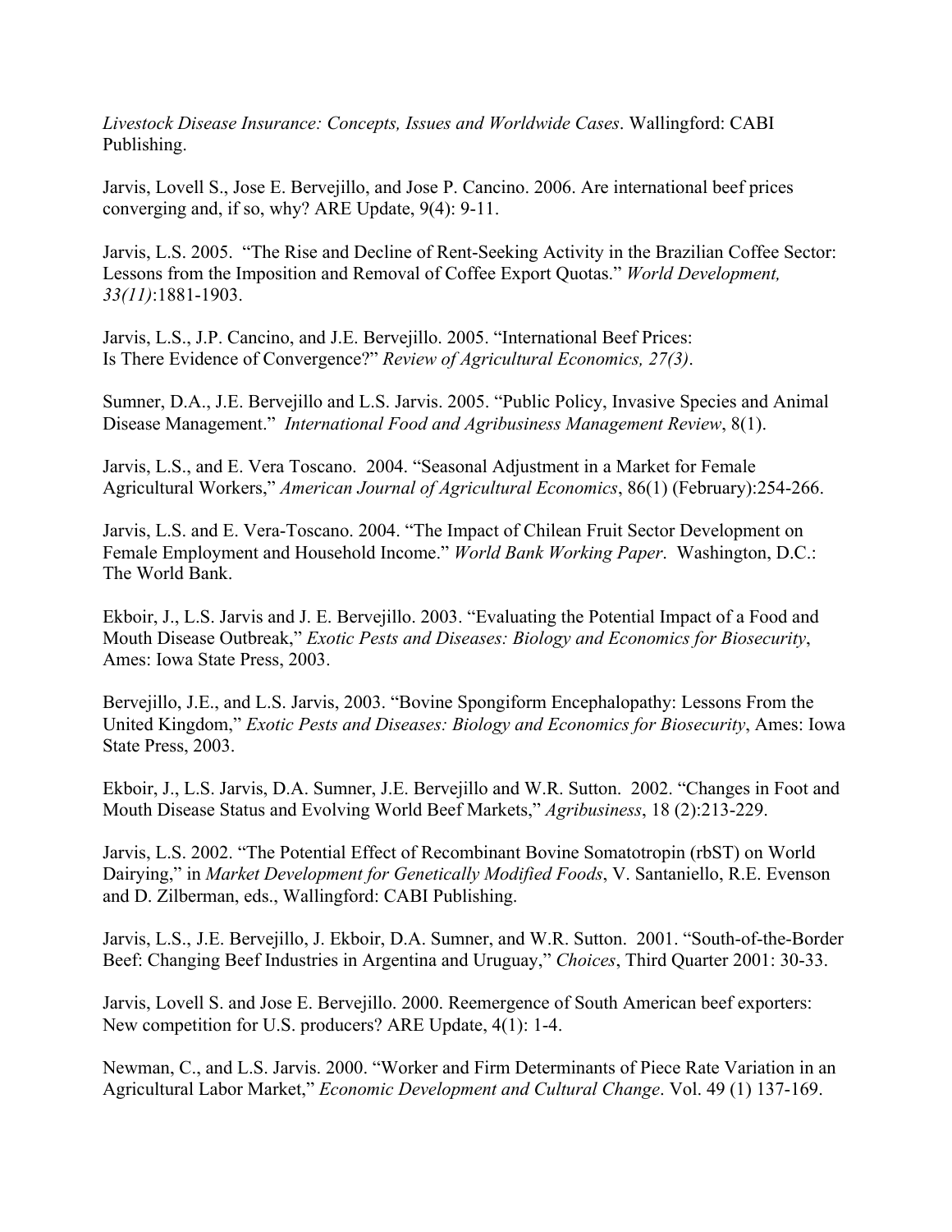*Livestock Disease Insurance: Concepts, Issues and Worldwide Cases*. Wallingford: CABI Publishing.

Jarvis, Lovell S., Jose E. Bervejillo, and Jose P. Cancino. 2006. Are international beef prices converging and, if so, why? ARE Update, 9(4): 9-11.

Jarvis, L.S. 2005. "The Rise and Decline of Rent-Seeking Activity in the Brazilian Coffee Sector: Lessons from the Imposition and Removal of Coffee Export Quotas." *World Development, 33(11)*:1881-1903.

Jarvis, L.S., J.P. Cancino, and J.E. Bervejillo. 2005. "International Beef Prices: Is There Evidence of Convergence?" *Review of Agricultural Economics, 27(3)*.

Sumner, D.A., J.E. Bervejillo and L.S. Jarvis. 2005. "Public Policy, Invasive Species and Animal Disease Management." *International Food and Agribusiness Management Review*, 8(1).

Jarvis, L.S., and E. Vera Toscano. 2004. "Seasonal Adjustment in a Market for Female Agricultural Workers," *American Journal of Agricultural Economics*, 86(1) (February):254-266.

Jarvis, L.S. and E. Vera-Toscano. 2004. "The Impact of Chilean Fruit Sector Development on Female Employment and Household Income." *World Bank Working Paper*. Washington, D.C.: The World Bank.

Ekboir, J., L.S. Jarvis and J. E. Bervejillo. 2003. "Evaluating the Potential Impact of a Food and Mouth Disease Outbreak," *Exotic Pests and Diseases: Biology and Economics for Biosecurity*, Ames: Iowa State Press, 2003.

Bervejillo, J.E., and L.S. Jarvis, 2003. "Bovine Spongiform Encephalopathy: Lessons From the United Kingdom," *Exotic Pests and Diseases: Biology and Economics for Biosecurity*, Ames: Iowa State Press, 2003.

Ekboir, J., L.S. Jarvis, D.A. Sumner, J.E. Bervejillo and W.R. Sutton. 2002. "Changes in Foot and Mouth Disease Status and Evolving World Beef Markets," *Agribusiness*, 18 (2):213-229.

Jarvis, L.S. 2002. "The Potential Effect of Recombinant Bovine Somatotropin (rbST) on World Dairying," in *Market Development for Genetically Modified Foods*, V. Santaniello, R.E. Evenson and D. Zilberman, eds., Wallingford: CABI Publishing.

Jarvis, L.S., J.E. Bervejillo, J. Ekboir, D.A. Sumner, and W.R. Sutton. 2001. "South-of-the-Border Beef: Changing Beef Industries in Argentina and Uruguay," *Choices*, Third Quarter 2001: 30-33.

Jarvis, Lovell S. and Jose E. Bervejillo. 2000. Reemergence of South American beef exporters: New competition for U.S. producers? ARE Update, 4(1): 1-4.

Newman, C., and L.S. Jarvis. 2000. "Worker and Firm Determinants of Piece Rate Variation in an Agricultural Labor Market," *Economic Development and Cultural Change*. Vol. 49 (1) 137-169.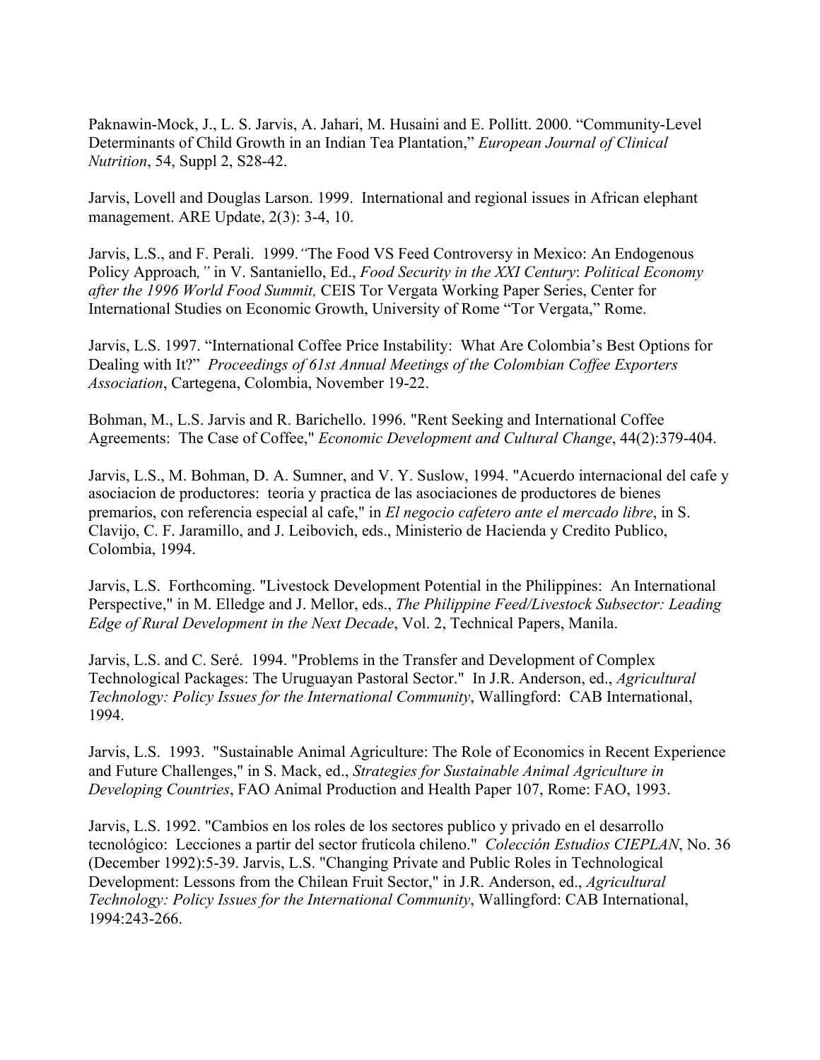Paknawin-Mock, J., L. S. Jarvis, A. Jahari, M. Husaini and E. Pollitt. 2000. "Community-Level Determinants of Child Growth in an Indian Tea Plantation," *European Journal of Clinical Nutrition*, 54, Suppl 2, S28-42.

Jarvis, Lovell and Douglas Larson. 1999. International and regional issues in African elephant management. ARE Update, 2(3): 3-4, 10.

Jarvis, L.S., and F. Perali. 1999.*"*The Food VS Feed Controversy in Mexico: An Endogenous Policy Approach*,"* in V. Santaniello, Ed., *Food Security in the XXI Century*: *Political Economy after the 1996 World Food Summit,* CEIS Tor Vergata Working Paper Series, Center for International Studies on Economic Growth, University of Rome "Tor Vergata," Rome.

Jarvis, L.S. 1997. "International Coffee Price Instability: What Are Colombia's Best Options for Dealing with It?" *Proceedings of 61st Annual Meetings of the Colombian Coffee Exporters Association*, Cartegena, Colombia, November 19-22.

Bohman, M., L.S. Jarvis and R. Barichello. 1996. "Rent Seeking and International Coffee Agreements: The Case of Coffee," *Economic Development and Cultural Change*, 44(2):379-404.

Jarvis, L.S., M. Bohman, D. A. Sumner, and V. Y. Suslow, 1994. "Acuerdo internacional del cafe y asociacion de productores: teoria y practica de las asociaciones de productores de bienes premarios, con referencia especial al cafe," in *El negocio cafetero ante el mercado libre*, in S. Clavijo, C. F. Jaramillo, and J. Leibovich, eds., Ministerio de Hacienda y Credito Publico, Colombia, 1994.

Jarvis, L.S. Forthcoming. "Livestock Development Potential in the Philippines: An International Perspective," in M. Elledge and J. Mellor, eds., *The Philippine Feed/Livestock Subsector: Leading Edge of Rural Development in the Next Decade*, Vol. 2, Technical Papers, Manila.

Jarvis, L.S. and C. Seré. 1994. "Problems in the Transfer and Development of Complex Technological Packages: The Uruguayan Pastoral Sector." In J.R. Anderson, ed., *Agricultural Technology: Policy Issues for the International Community*, Wallingford: CAB International, 1994.

Jarvis, L.S. 1993. "Sustainable Animal Agriculture: The Role of Economics in Recent Experience and Future Challenges," in S. Mack, ed., *Strategies for Sustainable Animal Agriculture in Developing Countries*, FAO Animal Production and Health Paper 107, Rome: FAO, 1993.

Jarvis, L.S. 1992. "Cambios en los roles de los sectores publico y privado en el desarrollo tecnológico: Lecciones a partir del sector frutícola chileno." *Colección Estudios CIEPLAN*, No. 36 (December 1992):5-39. Jarvis, L.S. "Changing Private and Public Roles in Technological Development: Lessons from the Chilean Fruit Sector," in J.R. Anderson, ed., *Agricultural Technology: Policy Issues for the International Community*, Wallingford: CAB International, 1994:243-266.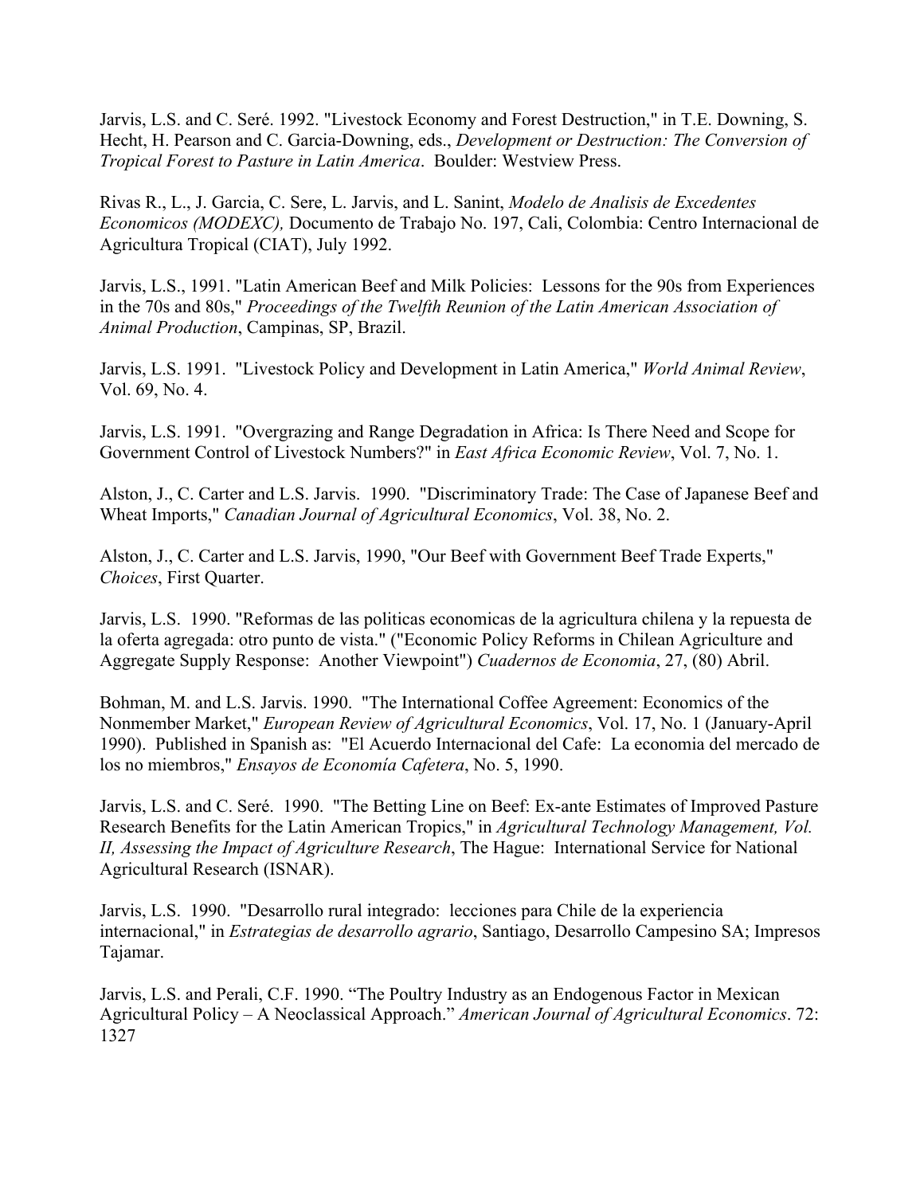Jarvis, L.S. and C. Seré. 1992. "Livestock Economy and Forest Destruction," in T.E. Downing, S. Hecht, H. Pearson and C. Garcia-Downing, eds., *Development or Destruction: The Conversion of Tropical Forest to Pasture in Latin America*. Boulder: Westview Press.

Rivas R., L., J. Garcia, C. Sere, L. Jarvis, and L. Sanint, *Modelo de Analisis de Excedentes Economicos (MODEXC),* Documento de Trabajo No. 197, Cali, Colombia: Centro Internacional de Agricultura Tropical (CIAT), July 1992.

Jarvis, L.S., 1991. "Latin American Beef and Milk Policies: Lessons for the 90s from Experiences in the 70s and 80s," *Proceedings of the Twelfth Reunion of the Latin American Association of Animal Production*, Campinas, SP, Brazil.

Jarvis, L.S. 1991. "Livestock Policy and Development in Latin America," *World Animal Review*, Vol. 69, No. 4.

Jarvis, L.S. 1991. "Overgrazing and Range Degradation in Africa: Is There Need and Scope for Government Control of Livestock Numbers?" in *East Africa Economic Review*, Vol. 7, No. 1.

Alston, J., C. Carter and L.S. Jarvis. 1990. "Discriminatory Trade: The Case of Japanese Beef and Wheat Imports," *Canadian Journal of Agricultural Economics*, Vol. 38, No. 2.

Alston, J., C. Carter and L.S. Jarvis, 1990, "Our Beef with Government Beef Trade Experts," *Choices*, First Quarter.

Jarvis, L.S. 1990. "Reformas de las politicas economicas de la agricultura chilena y la repuesta de la oferta agregada: otro punto de vista." ("Economic Policy Reforms in Chilean Agriculture and Aggregate Supply Response: Another Viewpoint") *Cuadernos de Economia*, 27, (80) Abril.

Bohman, M. and L.S. Jarvis. 1990. "The International Coffee Agreement: Economics of the Nonmember Market," *European Review of Agricultural Economics*, Vol. 17, No. 1 (January-April 1990). Published in Spanish as: "El Acuerdo Internacional del Cafe: La economia del mercado de los no miembros," *Ensayos de Economía Cafetera*, No. 5, 1990.

Jarvis, L.S. and C. Seré. 1990. "The Betting Line on Beef: Ex-ante Estimates of Improved Pasture Research Benefits for the Latin American Tropics," in *Agricultural Technology Management, Vol. II, Assessing the Impact of Agriculture Research*, The Hague: International Service for National Agricultural Research (ISNAR).

Jarvis, L.S. 1990. "Desarrollo rural integrado: lecciones para Chile de la experiencia internacional," in *Estrategias de desarrollo agrario*, Santiago, Desarrollo Campesino SA; Impresos Tajamar.

Jarvis, L.S. and Perali, C.F. 1990. "The Poultry Industry as an Endogenous Factor in Mexican Agricultural Policy – A Neoclassical Approach." *American Journal of Agricultural Economics*. 72: 1327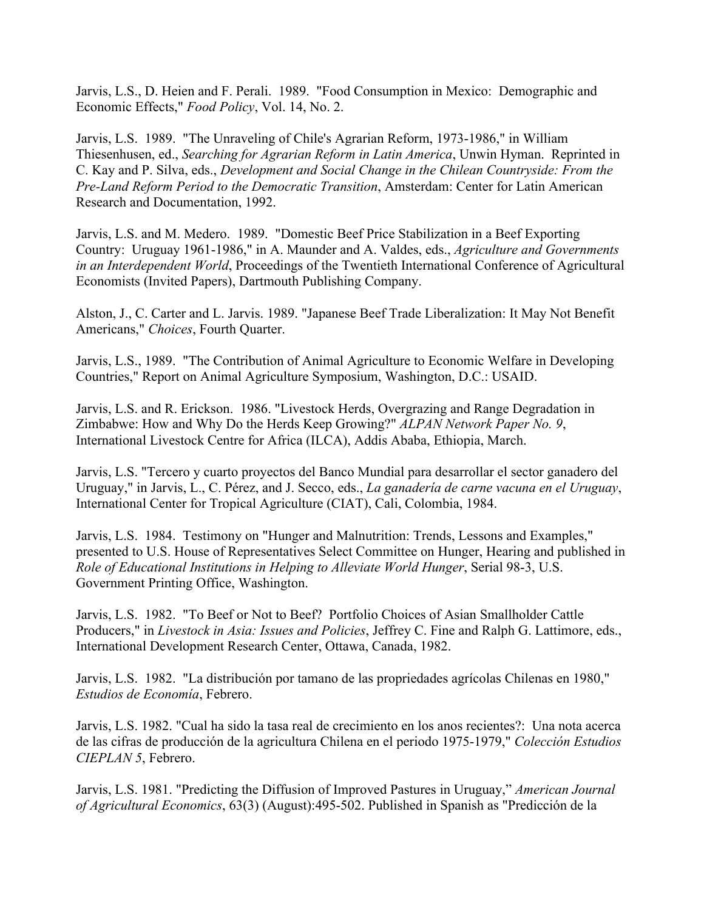Jarvis, L.S., D. Heien and F. Perali. 1989. "Food Consumption in Mexico: Demographic and Economic Effects," *Food Policy*, Vol. 14, No. 2.

Jarvis, L.S. 1989. "The Unraveling of Chile's Agrarian Reform, 1973-1986," in William Thiesenhusen, ed., *Searching for Agrarian Reform in Latin America*, Unwin Hyman. Reprinted in C. Kay and P. Silva, eds., *Development and Social Change in the Chilean Countryside: From the Pre-Land Reform Period to the Democratic Transition*, Amsterdam: Center for Latin American Research and Documentation, 1992.

Jarvis, L.S. and M. Medero. 1989. "Domestic Beef Price Stabilization in a Beef Exporting Country: Uruguay 1961-1986," in A. Maunder and A. Valdes, eds., *Agriculture and Governments in an Interdependent World*, Proceedings of the Twentieth International Conference of Agricultural Economists (Invited Papers), Dartmouth Publishing Company.

Alston, J., C. Carter and L. Jarvis. 1989. "Japanese Beef Trade Liberalization: It May Not Benefit Americans," *Choices*, Fourth Quarter.

Jarvis, L.S., 1989. "The Contribution of Animal Agriculture to Economic Welfare in Developing Countries," Report on Animal Agriculture Symposium, Washington, D.C.: USAID.

Jarvis, L.S. and R. Erickson. 1986. "Livestock Herds, Overgrazing and Range Degradation in Zimbabwe: How and Why Do the Herds Keep Growing?" *ALPAN Network Paper No. 9*, International Livestock Centre for Africa (ILCA), Addis Ababa, Ethiopia, March.

Jarvis, L.S. "Tercero y cuarto proyectos del Banco Mundial para desarrollar el sector ganadero del Uruguay," in Jarvis, L., C. Pérez, and J. Secco, eds., *La ganadería de carne vacuna en el Uruguay*, International Center for Tropical Agriculture (CIAT), Cali, Colombia, 1984.

Jarvis, L.S. 1984. Testimony on "Hunger and Malnutrition: Trends, Lessons and Examples," presented to U.S. House of Representatives Select Committee on Hunger, Hearing and published in *Role of Educational Institutions in Helping to Alleviate World Hunger*, Serial 98-3, U.S. Government Printing Office, Washington.

Jarvis, L.S. 1982. "To Beef or Not to Beef? Portfolio Choices of Asian Smallholder Cattle Producers," in *Livestock in Asia: Issues and Policies*, Jeffrey C. Fine and Ralph G. Lattimore, eds., International Development Research Center, Ottawa, Canada, 1982.

Jarvis, L.S. 1982. "La distribución por tamano de las propriedades agrícolas Chilenas en 1980," *Estudios de Economía*, Febrero.

Jarvis, L.S. 1982. "Cual ha sido la tasa real de crecimiento en los anos recientes?: Una nota acerca de las cifras de producción de la agricultura Chilena en el periodo 1975-1979," *Colección Estudios CIEPLAN 5*, Febrero.

Jarvis, L.S. 1981. "Predicting the Diffusion of Improved Pastures in Uruguay," *American Journal of Agricultural Economics*, 63(3) (August):495-502. Published in Spanish as "Predicción de la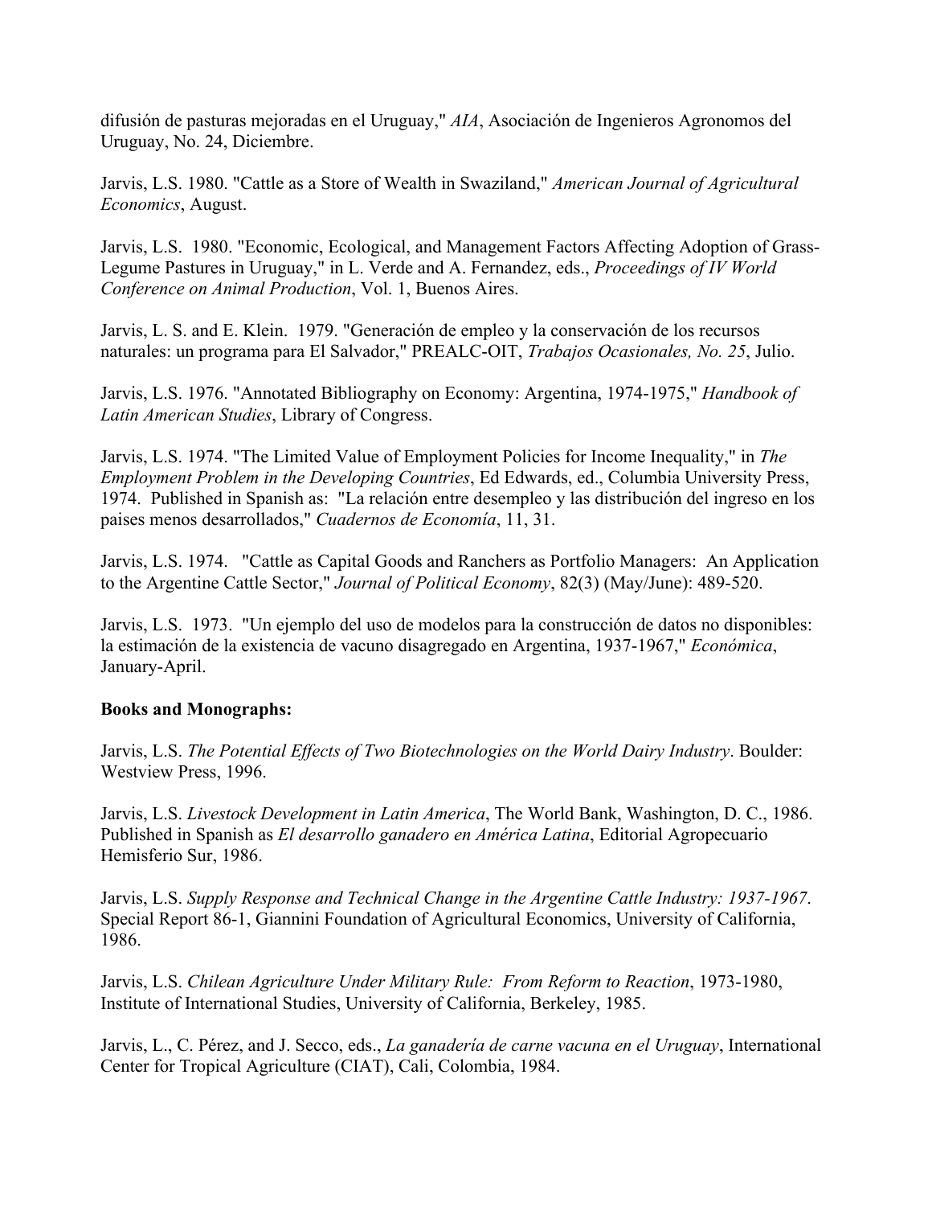difusión de pasturas mejoradas en el Uruguay," *AIA*, Asociación de Ingenieros Agronomos del Uruguay, No. 24, Diciembre.

Jarvis, L.S. 1980. "Cattle as a Store of Wealth in Swaziland," *American Journal of Agricultural Economics*, August.

Jarvis, L.S. 1980. "Economic, Ecological, and Management Factors Affecting Adoption of Grass-Legume Pastures in Uruguay," in L. Verde and A. Fernandez, eds., *Proceedings of IV World Conference on Animal Production*, Vol. 1, Buenos Aires.

Jarvis, L. S. and E. Klein. 1979. "Generación de empleo y la conservación de los recursos naturales: un programa para El Salvador," PREALC-OIT, *Trabajos Ocasionales, No. 25*, Julio.

Jarvis, L.S. 1976. "Annotated Bibliography on Economy: Argentina, 1974-1975," *Handbook of Latin American Studies*, Library of Congress.

Jarvis, L.S. 1974. "The Limited Value of Employment Policies for Income Inequality," in *The Employment Problem in the Developing Countries*, Ed Edwards, ed., Columbia University Press, 1974. Published in Spanish as: "La relación entre desempleo y las distribución del ingreso en los paises menos desarrollados," *Cuadernos de Economía*, 11, 31.

Jarvis, L.S. 1974. "Cattle as Capital Goods and Ranchers as Portfolio Managers: An Application to the Argentine Cattle Sector," *Journal of Political Economy*, 82(3) (May/June): 489-520.

Jarvis, L.S. 1973. "Un ejemplo del uso de modelos para la construcción de datos no disponibles: la estimación de la existencia de vacuno disagregado en Argentina, 1937-1967," *Económica*, January-April.

**Books and Monographs:**

Jarvis, L.S. *The Potential Effects of Two Biotechnologies on the World Dairy Industry*. Boulder: Westview Press, 1996.

Jarvis, L.S. *Livestock Development in Latin America*, The World Bank, Washington, D. C., 1986. Published in Spanish as *El desarrollo ganadero en América Latina*, Editorial Agropecuario Hemisferio Sur, 1986.

Jarvis, L.S. *Supply Response and Technical Change in the Argentine Cattle Industry: 1937-1967*. Special Report 86-1, Giannini Foundation of Agricultural Economics, University of California, 1986.

Jarvis, L.S. *Chilean Agriculture Under Military Rule: From Reform to Reaction*, 1973-1980, Institute of International Studies, University of California, Berkeley, 1985.

Jarvis, L., C. Pérez, and J. Secco, eds., *La ganadería de carne vacuna en el Uruguay*, International Center for Tropical Agriculture (CIAT), Cali, Colombia, 1984.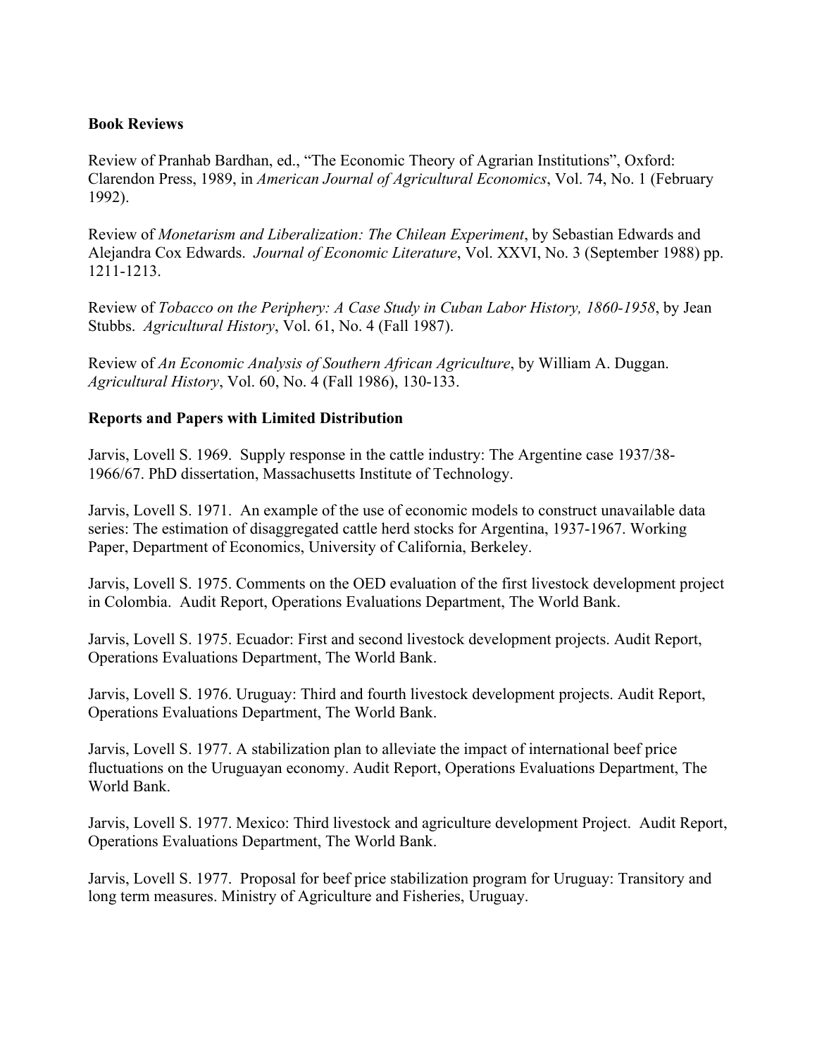**Book Reviews**

Review of Pranhab Bardhan, ed., "The Economic Theory of Agrarian Institutions", Oxford: Clarendon Press, 1989, in *American Journal of Agricultural Economics*, Vol. 74, No. 1 (February 1992).

Review of *Monetarism and Liberalization: The Chilean Experiment*, by Sebastian Edwards and Alejandra Cox Edwards. *Journal of Economic Literature*, Vol. XXVI, No. 3 (September 1988) pp. 1211-1213.

Review of *Tobacco on the Periphery: A Case Study in Cuban Labor History, 1860-1958*, by Jean Stubbs. *Agricultural History*, Vol. 61, No. 4 (Fall 1987).

Review of *An Economic Analysis of Southern African Agriculture*, by William A. Duggan. *Agricultural History*, Vol. 60, No. 4 (Fall 1986), 130-133.

**Reports and Papers with Limited Distribution**

Jarvis, Lovell S. 1969. Supply response in the cattle industry: The Argentine case 1937/38-1966/67. PhD dissertation, Massachusetts Institute of Technology.

Jarvis, Lovell S. 1971. An example of the use of economic models to construct unavailable data series: The estimation of disaggregated cattle herd stocks for Argentina, 1937-1967. Working Paper, Department of Economics, University of California, Berkeley.

Jarvis, Lovell S. 1975. Comments on the OED evaluation of the first livestock development project in Colombia. Audit Report, Operations Evaluations Department, The World Bank.

Jarvis, Lovell S. 1975. Ecuador: First and second livestock development projects. Audit Report, Operations Evaluations Department, The World Bank.

Jarvis, Lovell S. 1976. Uruguay: Third and fourth livestock development projects. Audit Report, Operations Evaluations Department, The World Bank.

Jarvis, Lovell S. 1977. A stabilization plan to alleviate the impact of international beef price fluctuations on the Uruguayan economy. Audit Report, Operations Evaluations Department, The World Bank.

Jarvis, Lovell S. 1977. Mexico: Third livestock and agriculture development Project. Audit Report, Operations Evaluations Department, The World Bank.

Jarvis, Lovell S. 1977. Proposal for beef price stabilization program for Uruguay: Transitory and long term measures. Ministry of Agriculture and Fisheries, Uruguay.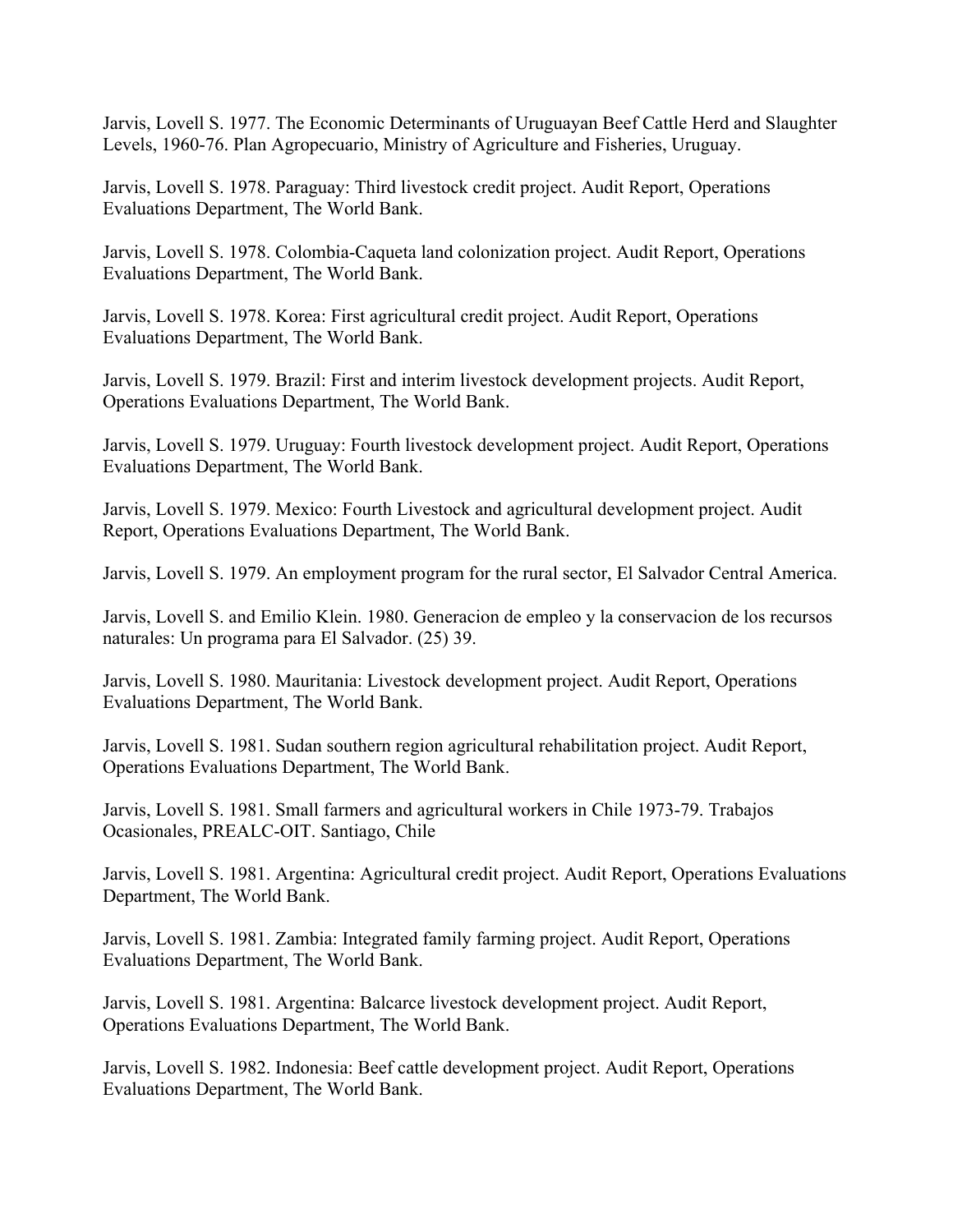Jarvis, Lovell S. 1977. The Economic Determinants of Uruguayan Beef Cattle Herd and Slaughter Levels, 1960-76. Plan Agropecuario, Ministry of Agriculture and Fisheries, Uruguay.

Jarvis, Lovell S. 1978. Paraguay: Third livestock credit project. Audit Report, Operations Evaluations Department, The World Bank.

Jarvis, Lovell S. 1978. Colombia-Caqueta land colonization project. Audit Report, Operations Evaluations Department, The World Bank.

Jarvis, Lovell S. 1978. Korea: First agricultural credit project. Audit Report, Operations Evaluations Department, The World Bank.

Jarvis, Lovell S. 1979. Brazil: First and interim livestock development projects. Audit Report, Operations Evaluations Department, The World Bank.

Jarvis, Lovell S. 1979. Uruguay: Fourth livestock development project. Audit Report, Operations Evaluations Department, The World Bank.

Jarvis, Lovell S. 1979. Mexico: Fourth Livestock and agricultural development project. Audit Report, Operations Evaluations Department, The World Bank.

Jarvis, Lovell S. 1979. An employment program for the rural sector, El Salvador Central America.

Jarvis, Lovell S. and Emilio Klein. 1980. Generacion de empleo y la conservacion de los recursos naturales: Un programa para El Salvador. (25) 39.

Jarvis, Lovell S. 1980. Mauritania: Livestock development project. Audit Report, Operations Evaluations Department, The World Bank.

Jarvis, Lovell S. 1981. Sudan southern region agricultural rehabilitation project. Audit Report, Operations Evaluations Department, The World Bank.

Jarvis, Lovell S. 1981. Small farmers and agricultural workers in Chile 1973-79. Trabajos Ocasionales, PREALC-OIT. Santiago, Chile

Jarvis, Lovell S. 1981. Argentina: Agricultural credit project. Audit Report, Operations Evaluations Department, The World Bank.

Jarvis, Lovell S. 1981. Zambia: Integrated family farming project. Audit Report, Operations Evaluations Department, The World Bank.

Jarvis, Lovell S. 1981. Argentina: Balcarce livestock development project. Audit Report, Operations Evaluations Department, The World Bank.

Jarvis, Lovell S. 1982. Indonesia: Beef cattle development project. Audit Report, Operations Evaluations Department, The World Bank.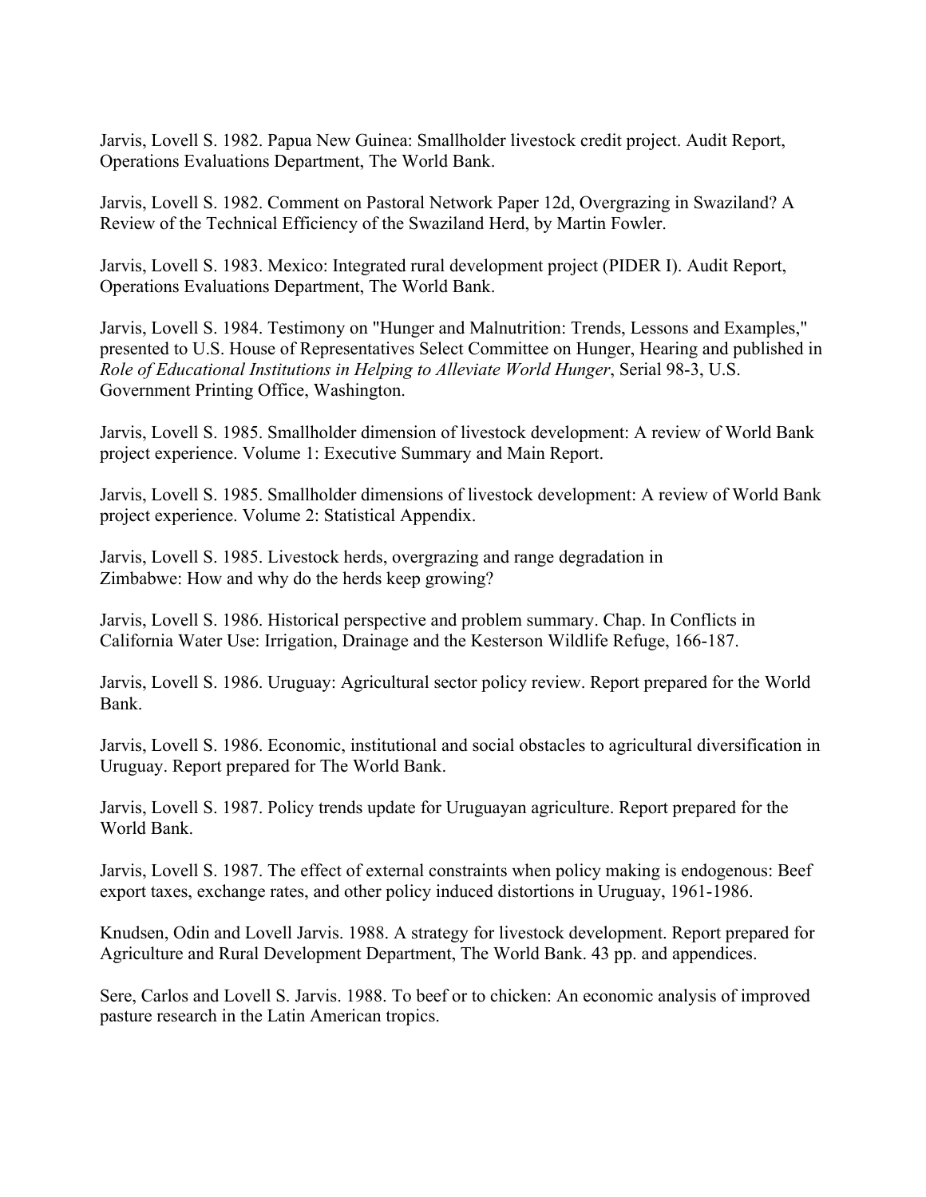Jarvis, Lovell S. 1982. Papua New Guinea: Smallholder livestock credit project. Audit Report, Operations Evaluations Department, The World Bank.

Jarvis, Lovell S. 1982. Comment on Pastoral Network Paper 12d, Overgrazing in Swaziland? A Review of the Technical Efficiency of the Swaziland Herd, by Martin Fowler.

Jarvis, Lovell S. 1983. Mexico: Integrated rural development project (PIDER I). Audit Report, Operations Evaluations Department, The World Bank.

Jarvis, Lovell S. 1984. Testimony on "Hunger and Malnutrition: Trends, Lessons and Examples," presented to U.S. House of Representatives Select Committee on Hunger, Hearing and published in *Role of Educational Institutions in Helping to Alleviate World Hunger*, Serial 98-3, U.S. Government Printing Office, Washington.

Jarvis, Lovell S. 1985. Smallholder dimension of livestock development: A review of World Bank project experience. Volume 1: Executive Summary and Main Report.

Jarvis, Lovell S. 1985. Smallholder dimensions of livestock development: A review of World Bank project experience. Volume 2: Statistical Appendix.

Jarvis, Lovell S. 1985. Livestock herds, overgrazing and range degradation in Zimbabwe: How and why do the herds keep growing?

Jarvis, Lovell S. 1986. Historical perspective and problem summary. Chap. In Conflicts in California Water Use: Irrigation, Drainage and the Kesterson Wildlife Refuge, 166-187.

Jarvis, Lovell S. 1986. Uruguay: Agricultural sector policy review. Report prepared for the World Bank.

Jarvis, Lovell S. 1986. Economic, institutional and social obstacles to agricultural diversification in Uruguay. Report prepared for The World Bank.

Jarvis, Lovell S. 1987. Policy trends update for Uruguayan agriculture. Report prepared for the World Bank.

Jarvis, Lovell S. 1987. The effect of external constraints when policy making is endogenous: Beef export taxes, exchange rates, and other policy induced distortions in Uruguay, 1961-1986.

Knudsen, Odin and Lovell Jarvis. 1988. A strategy for livestock development. Report prepared for Agriculture and Rural Development Department, The World Bank. 43 pp. and appendices.

Sere, Carlos and Lovell S. Jarvis. 1988. To beef or to chicken: An economic analysis of improved pasture research in the Latin American tropics.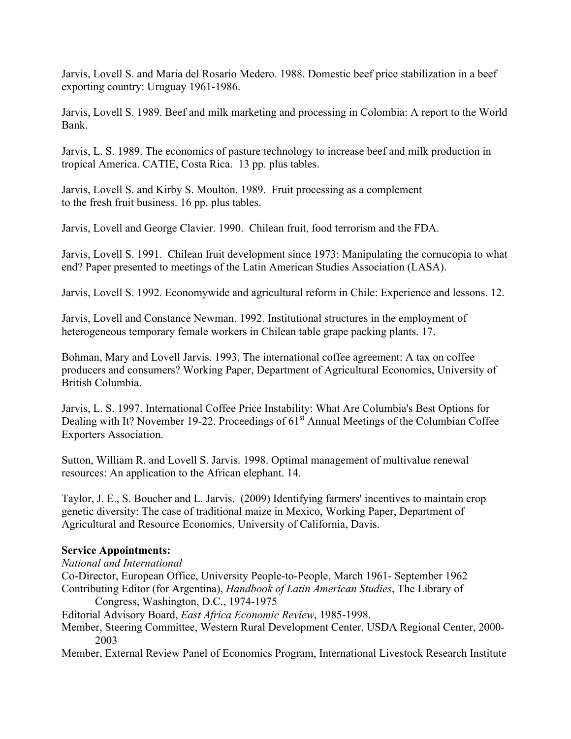Jarvis, Lovell S. and Maria del Rosario Medero. 1988. Domestic beef price stabilization in a beef exporting country: Uruguay 1961-1986.

Jarvis, Lovell S. 1989. Beef and milk marketing and processing in Colombia: A report to the World Bank.

Jarvis, L. S. 1989. The economics of pasture technology to increase beef and milk production in tropical America. CATIE, Costa Rica. 13 pp. plus tables.

Jarvis, Lovell S. and Kirby S. Moulton. 1989. Fruit processing as a complement to the fresh fruit business. 16 pp. plus tables.

Jarvis, Lovell and George Clavier. 1990. Chilean fruit, food terrorism and the FDA.

Jarvis, Lovell S. 1991. Chilean fruit development since 1973: Manipulating the cornucopia to what end? Paper presented to meetings of the Latin American Studies Association (LASA).

Jarvis, Lovell S. 1992. Economywide and agricultural reform in Chile: Experience and lessons. 12.

Jarvis, Lovell and Constance Newman. 1992. Institutional structures in the employment of heterogeneous temporary female workers in Chilean table grape packing plants. 17.

Bohman, Mary and Lovell Jarvis. 1993. The international coffee agreement: A tax on coffee producers and consumers? Working Paper, Department of Agricultural Economics, University of British Columbia.

Jarvis, L. S. 1997. International Coffee Price Instability: What Are Columbia's Best Options for Dealing with It? November 19-22. Proceedings of 61st Annual Meetings of the Columbian Coffee Exporters Association.

Sutton, William R. and Lovell S. Jarvis. 1998. Optimal management of multivalue renewal resources: An application to the African elephant. 14.

Taylor, J. E., S. Boucher and L. Jarvis. (2009) Identifying farmers' incentives to maintain crop genetic diversity: The case of traditional maize in Mexico, Working Paper, Department of Agricultural and Resource Economics, University of California, Davis.

**Service Appointments:**

*National and International*

Co-Director, European Office, University People-to-People, March 1961- September 1962

Contributing Editor (for Argentina), *Handbook of Latin American Studies*, The Library of Congress, Washington, D.C., 1974-1975

Editorial Advisory Board, *East Africa Economic Review*, 1985-1998.

Member, Steering Committee, Western Rural Development Center, USDA Regional Center, 2000-2003

Member, External Review Panel of Economics Program, International Livestock Research Institute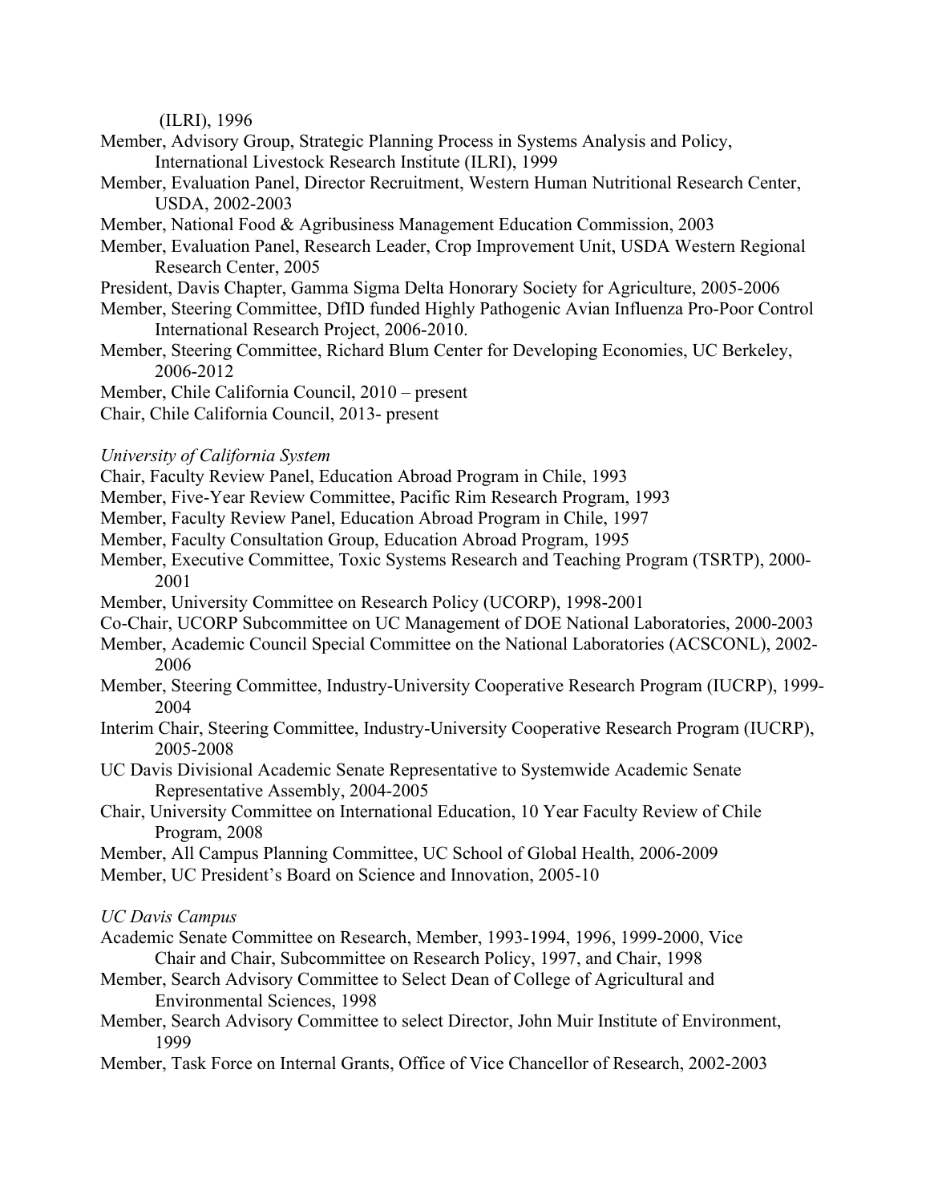(ILRI), 1996

Member, Advisory Group, Strategic Planning Process in Systems Analysis and Policy, International Livestock Research Institute (ILRI), 1999

Member, Evaluation Panel, Director Recruitment, Western Human Nutritional Research Center, USDA, 2002-2003

Member, National Food & Agribusiness Management Education Commission, 2003

Member, Evaluation Panel, Research Leader, Crop Improvement Unit, USDA Western Regional Research Center, 2005

President, Davis Chapter, Gamma Sigma Delta Honorary Society for Agriculture, 2005-2006

Member, Steering Committee, DfID funded Highly Pathogenic Avian Influenza Pro-Poor Control International Research Project, 2006-2010.

Member, Steering Committee, Richard Blum Center for Developing Economies, UC Berkeley, 2006-2012

Member, Chile California Council, 2010 – present

Chair, Chile California Council, 2013- present

*University of California System*

Chair, Faculty Review Panel, Education Abroad Program in Chile, 1993

Member, Five-Year Review Committee, Pacific Rim Research Program, 1993

Member, Faculty Review Panel, Education Abroad Program in Chile, 1997

Member, Faculty Consultation Group, Education Abroad Program, 1995

Member, Executive Committee, Toxic Systems Research and Teaching Program (TSRTP), 2000-2001

Member, University Committee on Research Policy (UCORP), 1998-2001

Co-Chair, UCORP Subcommittee on UC Management of DOE National Laboratories, 2000-2003

Member, Academic Council Special Committee on the National Laboratories (ACSCONL), 2002-2006

Member, Steering Committee, Industry-University Cooperative Research Program (IUCRP), 1999-2004

Interim Chair, Steering Committee, Industry-University Cooperative Research Program (IUCRP), 2005-2008

UC Davis Divisional Academic Senate Representative to Systemwide Academic Senate Representative Assembly, 2004-2005

Chair, University Committee on International Education, 10 Year Faculty Review of Chile Program, 2008

Member, All Campus Planning Committee, UC School of Global Health, 2006-2009

Member, UC President's Board on Science and Innovation, 2005-10

*UC Davis Campus*

Academic Senate Committee on Research, Member, 1993-1994, 1996, 1999-2000, Vice Chair and Chair, Subcommittee on Research Policy, 1997, and Chair, 1998

Member, Search Advisory Committee to Select Dean of College of Agricultural and Environmental Sciences, 1998

Member, Search Advisory Committee to select Director, John Muir Institute of Environment, 1999

Member, Task Force on Internal Grants, Office of Vice Chancellor of Research, 2002-2003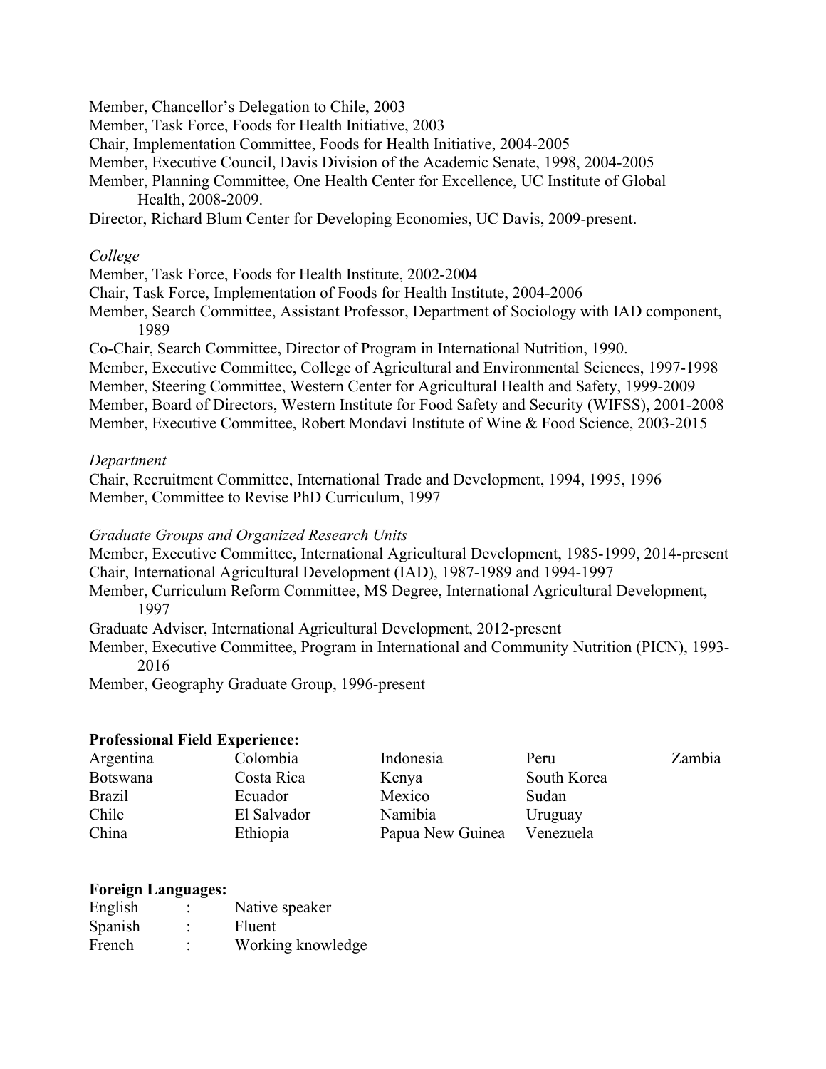Member, Chancellor's Delegation to Chile, 2003
Member, Task Force, Foods for Health Initiative, 2003
Chair, Implementation Committee, Foods for Health Initiative, 2004-2005
Member, Executive Council, Davis Division of the Academic Senate, 1998, 2004-2005
Member, Planning Committee, One Health Center for Excellence, UC Institute of Global Health, 2008-2009.
Director, Richard Blum Center for Developing Economies, UC Davis, 2009-present.

*College*

Member, Task Force, Foods for Health Institute, 2002-2004
Chair, Task Force, Implementation of Foods for Health Institute, 2004-2006
Member, Search Committee, Assistant Professor, Department of Sociology with IAD component, 1989
Co-Chair, Search Committee, Director of Program in International Nutrition, 1990.
Member, Executive Committee, College of Agricultural and Environmental Sciences, 1997-1998
Member, Steering Committee, Western Center for Agricultural Health and Safety, 1999-2009
Member, Board of Directors, Western Institute for Food Safety and Security (WIFSS), 2001-2008
Member, Executive Committee, Robert Mondavi Institute of Wine & Food Science, 2003-2015

*Department*

Chair, Recruitment Committee, International Trade and Development, 1994, 1995, 1996
Member, Committee to Revise PhD Curriculum, 1997

*Graduate Groups and Organized Research Units*

Member, Executive Committee, International Agricultural Development, 1985-1999, 2014-present
Chair, International Agricultural Development (IAD), 1987-1989 and 1994-1997
Member, Curriculum Reform Committee, MS Degree, International Agricultural Development, 1997
Graduate Adviser, International Agricultural Development, 2012-present
Member, Executive Committee, Program in International and Community Nutrition (PICN), 1993-2016
Member, Geography Graduate Group, 1996-present

**Professional Field Experience:**

| | | | | |
|---|---|---|---|---|
| Argentina | Colombia | Indonesia | Peru | Zambia |
| Botswana | Costa Rica | Kenya | South Korea | |
| Brazil | Ecuador | Mexico | Sudan | |
| Chile | El Salvador | Namibia | Uruguay | |
| China | Ethiopia | Papua New Guinea | Venezuela | |

**Foreign Languages:**

| | | |
|---|---|---|
| English | : | Native speaker |
| Spanish | : | Fluent |
| French | : | Working knowledge |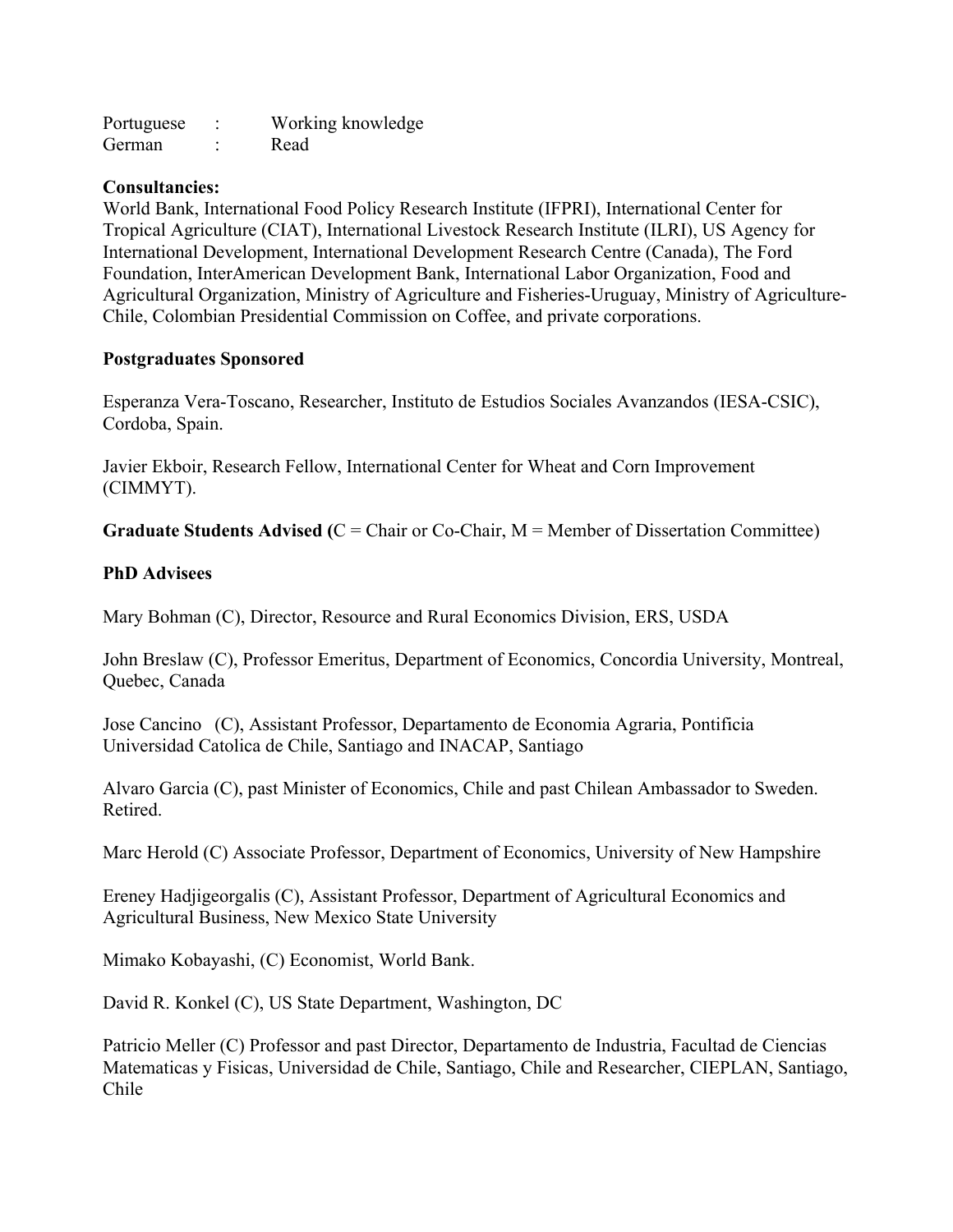Portuguese : Working knowledge
German : Read

**Consultancies:**
World Bank, International Food Policy Research Institute (IFPRI), International Center for Tropical Agriculture (CIAT), International Livestock Research Institute (ILRI), US Agency for International Development, International Development Research Centre (Canada), The Ford Foundation, InterAmerican Development Bank, International Labor Organization, Food and Agricultural Organization, Ministry of Agriculture and Fisheries-Uruguay, Ministry of Agriculture-Chile, Colombian Presidential Commission on Coffee, and private corporations.

**Postgraduates Sponsored**

Esperanza Vera-Toscano, Researcher, Instituto de Estudios Sociales Avanzandos (IESA-CSIC), Cordoba, Spain.

Javier Ekboir, Research Fellow, International Center for Wheat and Corn Improvement (CIMMYT).

**Graduate Students Advised (**C = Chair or Co-Chair, M = Member of Dissertation Committee)

**PhD Advisees**

Mary Bohman (C), Director, Resource and Rural Economics Division, ERS, USDA

John Breslaw (C), Professor Emeritus, Department of Economics, Concordia University, Montreal, Quebec, Canada

Jose Cancino (C), Assistant Professor, Departamento de Economia Agraria, Pontificia Universidad Catolica de Chile, Santiago and INACAP, Santiago

Alvaro Garcia (C), past Minister of Economics, Chile and past Chilean Ambassador to Sweden. Retired.

Marc Herold (C) Associate Professor, Department of Economics, University of New Hampshire

Ereney Hadjigeorgalis (C), Assistant Professor, Department of Agricultural Economics and Agricultural Business, New Mexico State University

Mimako Kobayashi, (C) Economist, World Bank.

David R. Konkel (C), US State Department, Washington, DC

Patricio Meller (C) Professor and past Director, Departamento de Industria, Facultad de Ciencias Matematicas y Fisicas, Universidad de Chile, Santiago, Chile and Researcher, CIEPLAN, Santiago, Chile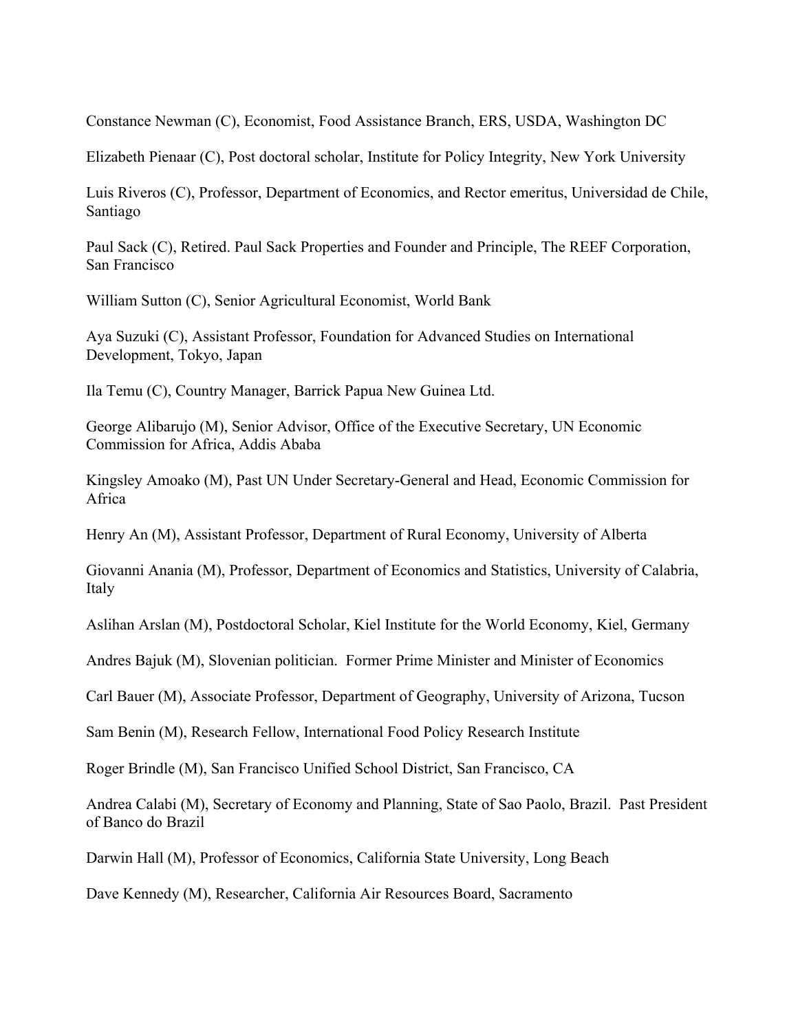Constance Newman (C), Economist, Food Assistance Branch, ERS, USDA, Washington DC

Elizabeth Pienaar (C), Post doctoral scholar, Institute for Policy Integrity, New York University

Luis Riveros (C), Professor, Department of Economics, and Rector emeritus, Universidad de Chile, Santiago

Paul Sack (C), Retired. Paul Sack Properties and Founder and Principle, The REEF Corporation, San Francisco

William Sutton (C), Senior Agricultural Economist, World Bank

Aya Suzuki (C), Assistant Professor, Foundation for Advanced Studies on International Development, Tokyo, Japan

Ila Temu (C), Country Manager, Barrick Papua New Guinea Ltd.

George Alibarujo (M), Senior Advisor, Office of the Executive Secretary, UN Economic Commission for Africa, Addis Ababa

Kingsley Amoako (M), Past UN Under Secretary-General and Head, Economic Commission for Africa

Henry An (M), Assistant Professor, Department of Rural Economy, University of Alberta

Giovanni Anania (M), Professor, Department of Economics and Statistics, University of Calabria, Italy

Aslihan Arslan (M), Postdoctoral Scholar, Kiel Institute for the World Economy, Kiel, Germany

Andres Bajuk (M), Slovenian politician. Former Prime Minister and Minister of Economics

Carl Bauer (M), Associate Professor, Department of Geography, University of Arizona, Tucson

Sam Benin (M), Research Fellow, International Food Policy Research Institute

Roger Brindle (M), San Francisco Unified School District, San Francisco, CA

Andrea Calabi (M), Secretary of Economy and Planning, State of Sao Paolo, Brazil. Past President of Banco do Brazil

Darwin Hall (M), Professor of Economics, California State University, Long Beach

Dave Kennedy (M), Researcher, California Air Resources Board, Sacramento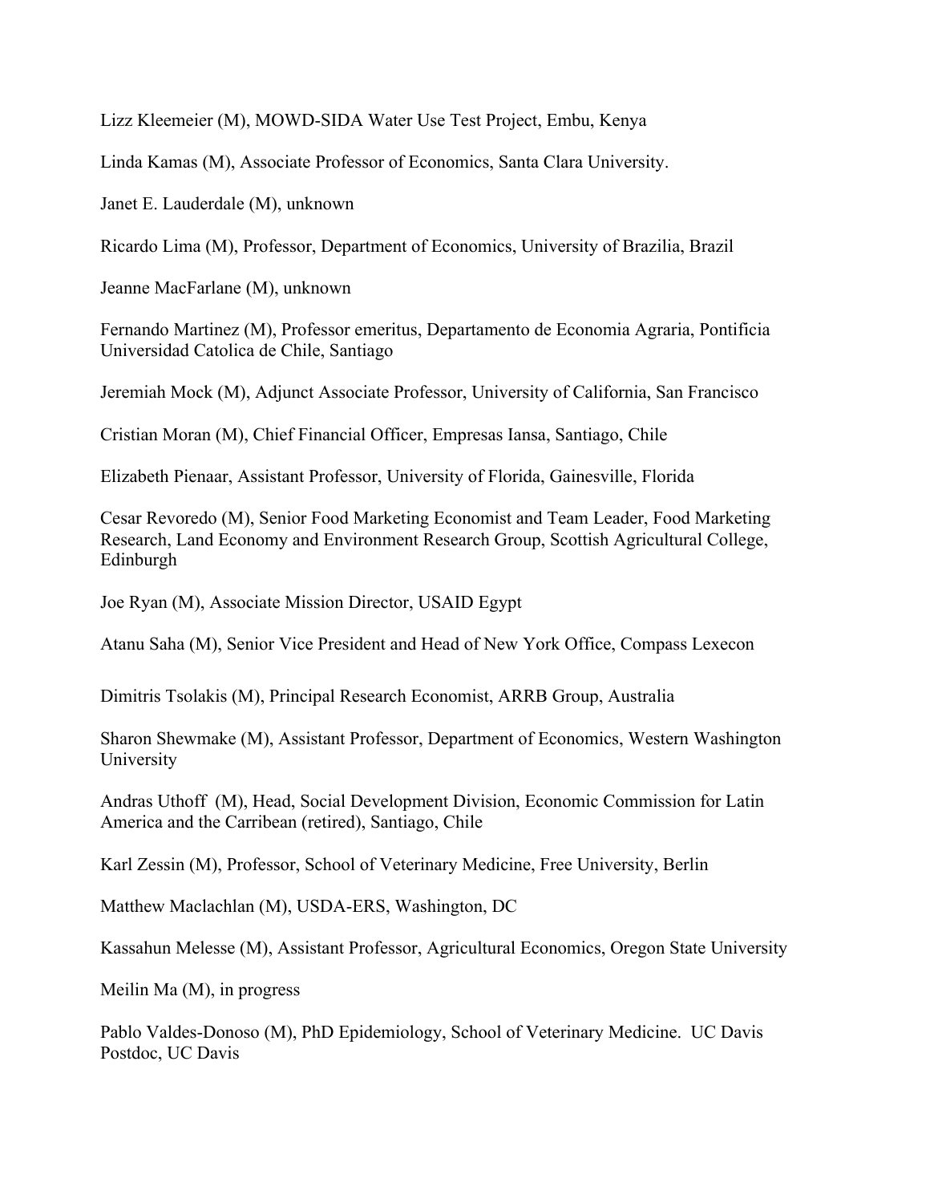Lizz Kleemeier (M), MOWD-SIDA Water Use Test Project, Embu, Kenya

Linda Kamas (M), Associate Professor of Economics, Santa Clara University.

Janet E. Lauderdale (M), unknown

Ricardo Lima (M), Professor, Department of Economics, University of Brazilia, Brazil

Jeanne MacFarlane (M), unknown

Fernando Martinez (M), Professor emeritus, Departamento de Economia Agraria, Pontificia Universidad Catolica de Chile, Santiago

Jeremiah Mock (M), Adjunct Associate Professor, University of California, San Francisco

Cristian Moran (M), Chief Financial Officer, Empresas Iansa, Santiago, Chile

Elizabeth Pienaar, Assistant Professor, University of Florida, Gainesville, Florida

Cesar Revoredo (M), Senior Food Marketing Economist and Team Leader, Food Marketing Research, Land Economy and Environment Research Group, Scottish Agricultural College, Edinburgh

Joe Ryan (M), Associate Mission Director, USAID Egypt

Atanu Saha (M), Senior Vice President and Head of New York Office, Compass Lexecon

Dimitris Tsolakis (M), Principal Research Economist, ARRB Group, Australia

Sharon Shewmake (M), Assistant Professor, Department of Economics, Western Washington University

Andras Uthoff (M), Head, Social Development Division, Economic Commission for Latin America and the Carribean (retired), Santiago, Chile

Karl Zessin (M), Professor, School of Veterinary Medicine, Free University, Berlin

Matthew Maclachlan (M), USDA-ERS, Washington, DC

Kassahun Melesse (M), Assistant Professor, Agricultural Economics, Oregon State University

Meilin Ma (M), in progress

Pablo Valdes-Donoso (M), PhD Epidemiology, School of Veterinary Medicine. UC Davis Postdoc, UC Davis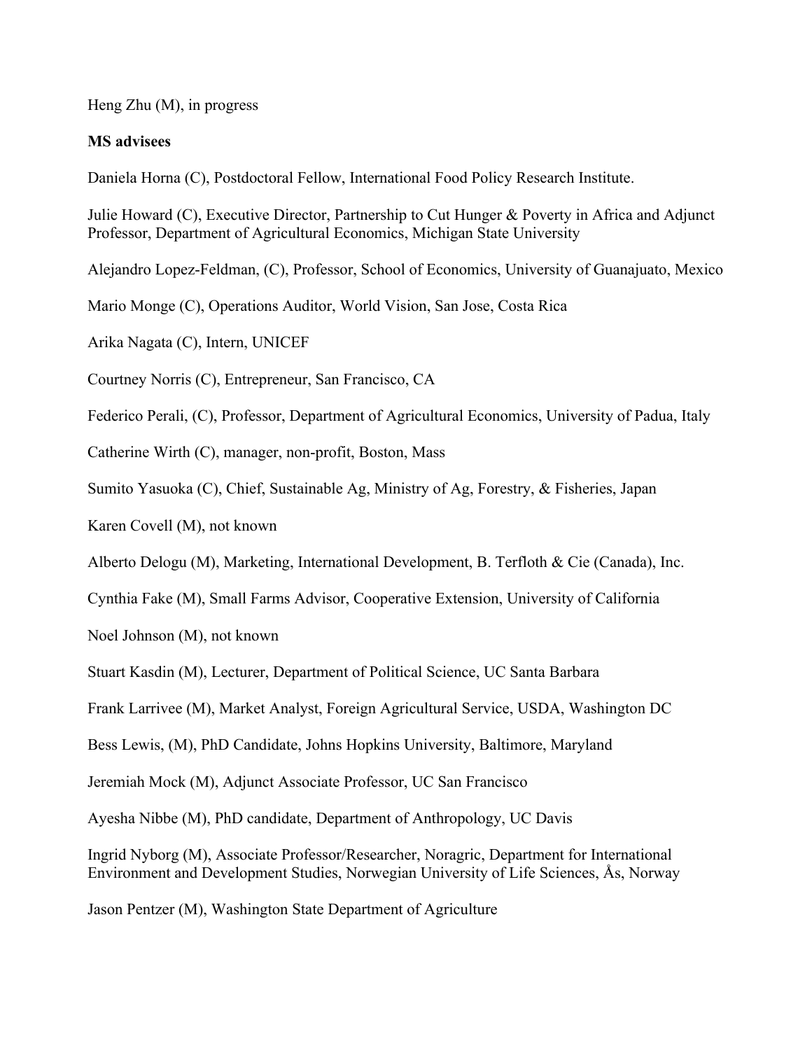Heng Zhu (M), in progress

**MS advisees**

Daniela Horna (C), Postdoctoral Fellow, International Food Policy Research Institute.

Julie Howard (C), Executive Director, Partnership to Cut Hunger & Poverty in Africa and Adjunct Professor, Department of Agricultural Economics, Michigan State University

Alejandro Lopez-Feldman, (C), Professor, School of Economics, University of Guanajuato, Mexico

Mario Monge (C), Operations Auditor, World Vision, San Jose, Costa Rica

Arika Nagata (C), Intern, UNICEF

Courtney Norris (C), Entrepreneur, San Francisco, CA

Federico Perali, (C), Professor, Department of Agricultural Economics, University of Padua, Italy

Catherine Wirth (C), manager, non-profit, Boston, Mass

Sumito Yasuoka (C), Chief, Sustainable Ag, Ministry of Ag, Forestry, & Fisheries, Japan

Karen Covell (M), not known

Alberto Delogu (M), Marketing, International Development, B. Terfloth & Cie (Canada), Inc.

Cynthia Fake (M), Small Farms Advisor, Cooperative Extension, University of California

Noel Johnson (M), not known

Stuart Kasdin (M), Lecturer, Department of Political Science, UC Santa Barbara

Frank Larrivee (M), Market Analyst, Foreign Agricultural Service, USDA, Washington DC

Bess Lewis, (M), PhD Candidate, Johns Hopkins University, Baltimore, Maryland

Jeremiah Mock (M), Adjunct Associate Professor, UC San Francisco

Ayesha Nibbe (M), PhD candidate, Department of Anthropology, UC Davis

Ingrid Nyborg (M), Associate Professor/Researcher, Noragric, Department for International Environment and Development Studies, Norwegian University of Life Sciences, Ås, Norway

Jason Pentzer (M), Washington State Department of Agriculture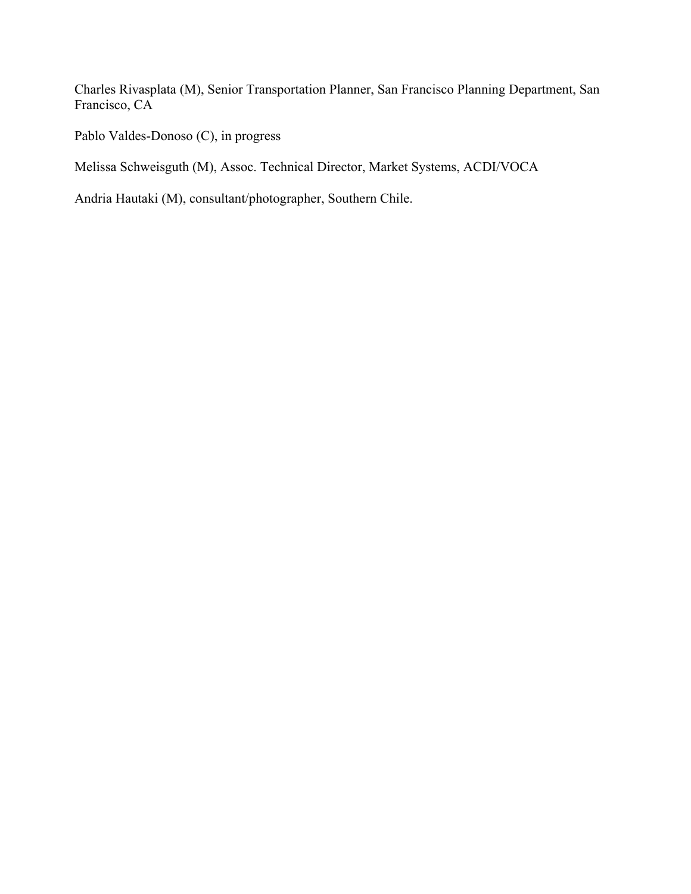Charles Rivasplata (M), Senior Transportation Planner, San Francisco Planning Department, San Francisco, CA

Pablo Valdes-Donoso (C), in progress

Melissa Schweisguth (M), Assoc. Technical Director, Market Systems, ACDI/VOCA

Andria Hautaki (M), consultant/photographer, Southern Chile.